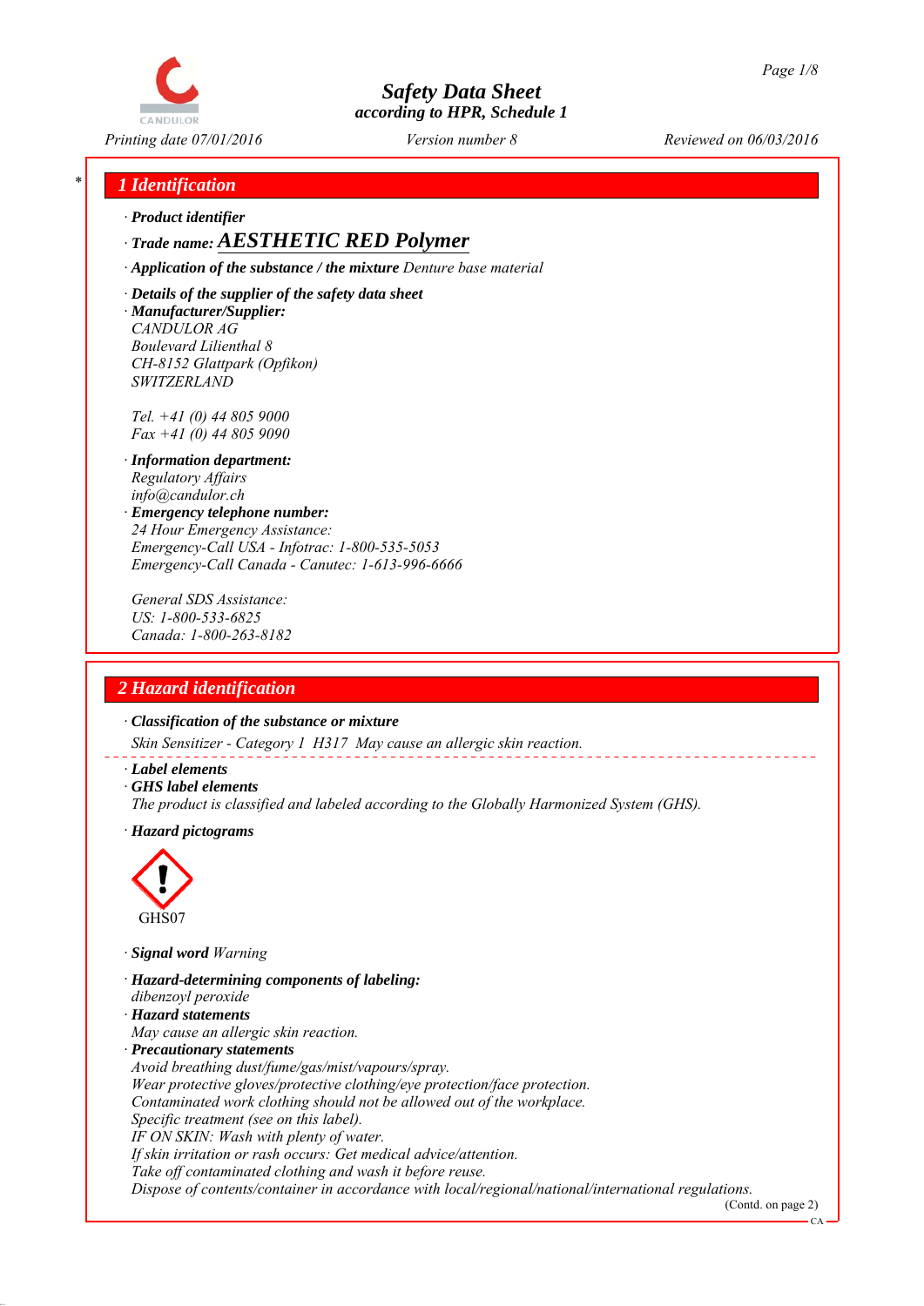# Safety Data Sheet

*according to HPR, Schedule 1*

Printing date 07/01/2016 | Version number 8 | Reviewed on 06/03/2016

## 1 Identification

· **Product identifier**

· **Trade name: AESTHETIC RED Polymer**

· **Application of the substance / the mixture** Denture base material

· **Details of the supplier of the safety data sheet**

· **Manufacturer/Supplier:**
CANDULOR AG
Boulevard Lilienthal 8
CH-8152 Glattpark (Opfikon)
SWITZERLAND

Tel. +41 (0) 44 805 9000
Fax +41 (0) 44 805 9090

· **Information department:**
Regulatory Affairs
info@candulor.ch

· **Emergency telephone number:**
24 Hour Emergency Assistance:
Emergency-Call USA - Infotrac: 1-800-535-5053
Emergency-Call Canada - Canutec: 1-613-996-6666

General SDS Assistance:
US: 1-800-533-6825
Canada: 1-800-263-8182

## 2 Hazard identification

· **Classification of the substance or mixture**

Skin Sensitizer - Category 1 H317 May cause an allergic skin reaction.

· **Label elements**

· **GHS label elements**

The product is classified and labeled according to the Globally Harmonized System (GHS).

· **Hazard pictograms**

GHS07

· **Signal word** Warning

· **Hazard-determining components of labeling:**
dibenzoyl peroxide

· **Hazard statements**
May cause an allergic skin reaction.

· **Precautionary statements**
Avoid breathing dust/fume/gas/mist/vapours/spray.
Wear protective gloves/protective clothing/eye protection/face protection.
Contaminated work clothing should not be allowed out of the workplace.
Specific treatment (see on this label).
IF ON SKIN: Wash with plenty of water.
If skin irritation or rash occurs: Get medical advice/attention.
Take off contaminated clothing and wash it before reuse.
Dispose of contents/container in accordance with local/regional/national/international regulations.

(Contd. on page 2)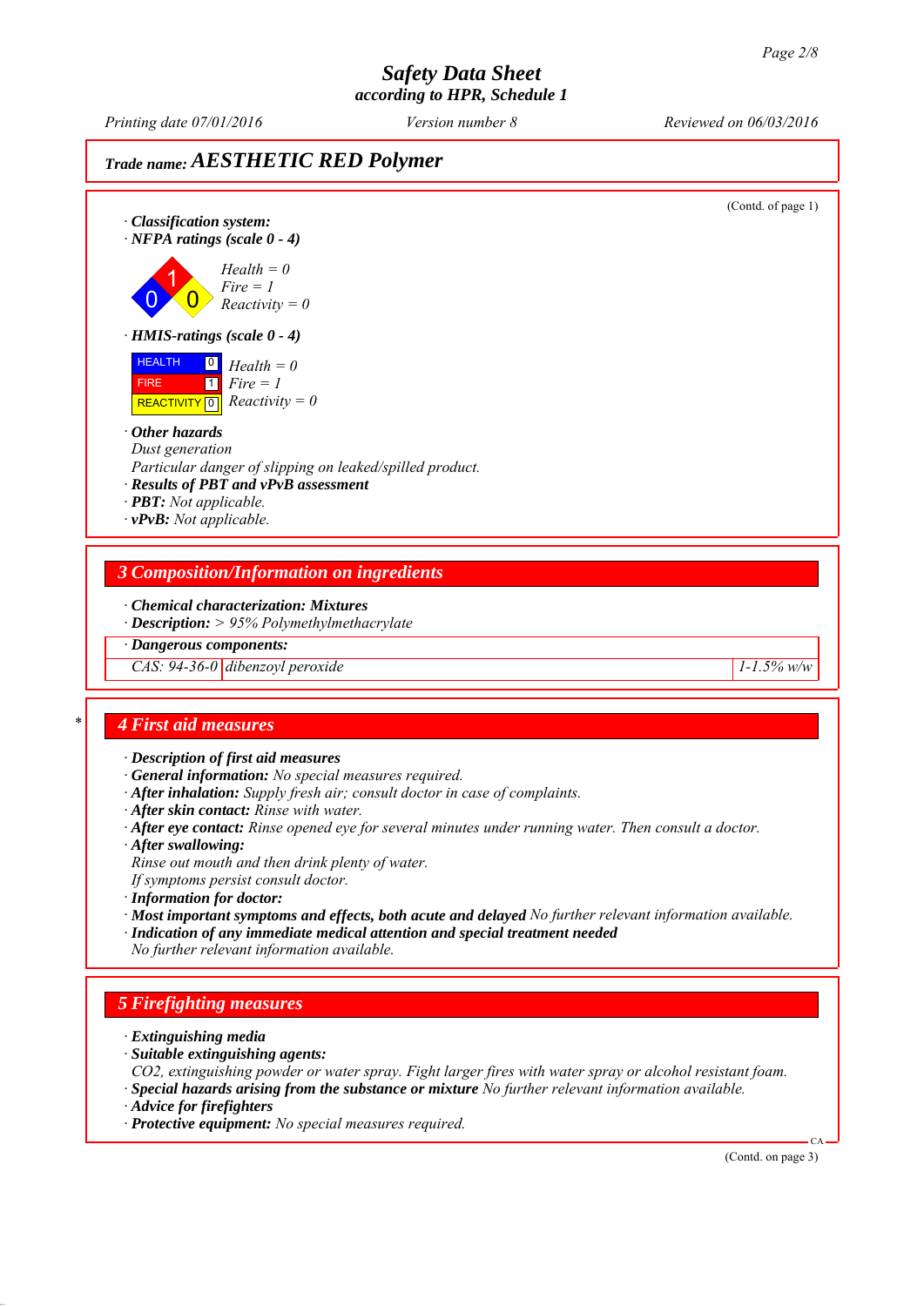# Safety Data Sheet
## according to HPR, Schedule 1

Printing date 07/01/2016 | Version number 8 | Reviewed on 06/03/2016

**Trade name: AESTHETIC RED Polymer**

(Contd. of page 1)

· **Classification system:**
· **NFPA ratings (scale 0 - 4)**

1
0 0

*Health = 0*
*Fire = 1*
*Reactivity = 0*

· **HMIS-ratings (scale 0 - 4)**

| | | |
|---|---|---|
| HEALTH | 0 | Health = 0 |
| FIRE | 1 | Fire = 1 |
| REACTIVITY | 0 | Reactivity = 0 |

· **Other hazards**
Dust generation
Particular danger of slipping on leaked/spilled product.
· **Results of PBT and vPvB assessment**
· **PBT:** Not applicable.
· **vPvB:** Not applicable.

## 3 Composition/Information on ingredients

· **Chemical characterization: Mixtures**
· **Description:** > 95% Polymethylmethacrylate

| · Dangerous components: | | |
|---|---|---|
| CAS: 94-36-0 | dibenzoyl peroxide | 1-1.5% w/w |

## 4 First aid measures

· **Description of first aid measures**
· **General information:** No special measures required.
· **After inhalation:** Supply fresh air; consult doctor in case of complaints.
· **After skin contact:** Rinse with water.
· **After eye contact:** Rinse opened eye for several minutes under running water. Then consult a doctor.
· **After swallowing:**
Rinse out mouth and then drink plenty of water.
If symptoms persist consult doctor.
· **Information for doctor:**
· **Most important symptoms and effects, both acute and delayed** No further relevant information available.
· **Indication of any immediate medical attention and special treatment needed**
No further relevant information available.

## 5 Firefighting measures

· **Extinguishing media**
· **Suitable extinguishing agents:**
$CO_2$, extinguishing powder or water spray. Fight larger fires with water spray or alcohol resistant foam.
· **Special hazards arising from the substance or mixture** No further relevant information available.
· **Advice for firefighters**
· **Protective equipment:** No special measures required.

(Contd. on page 3)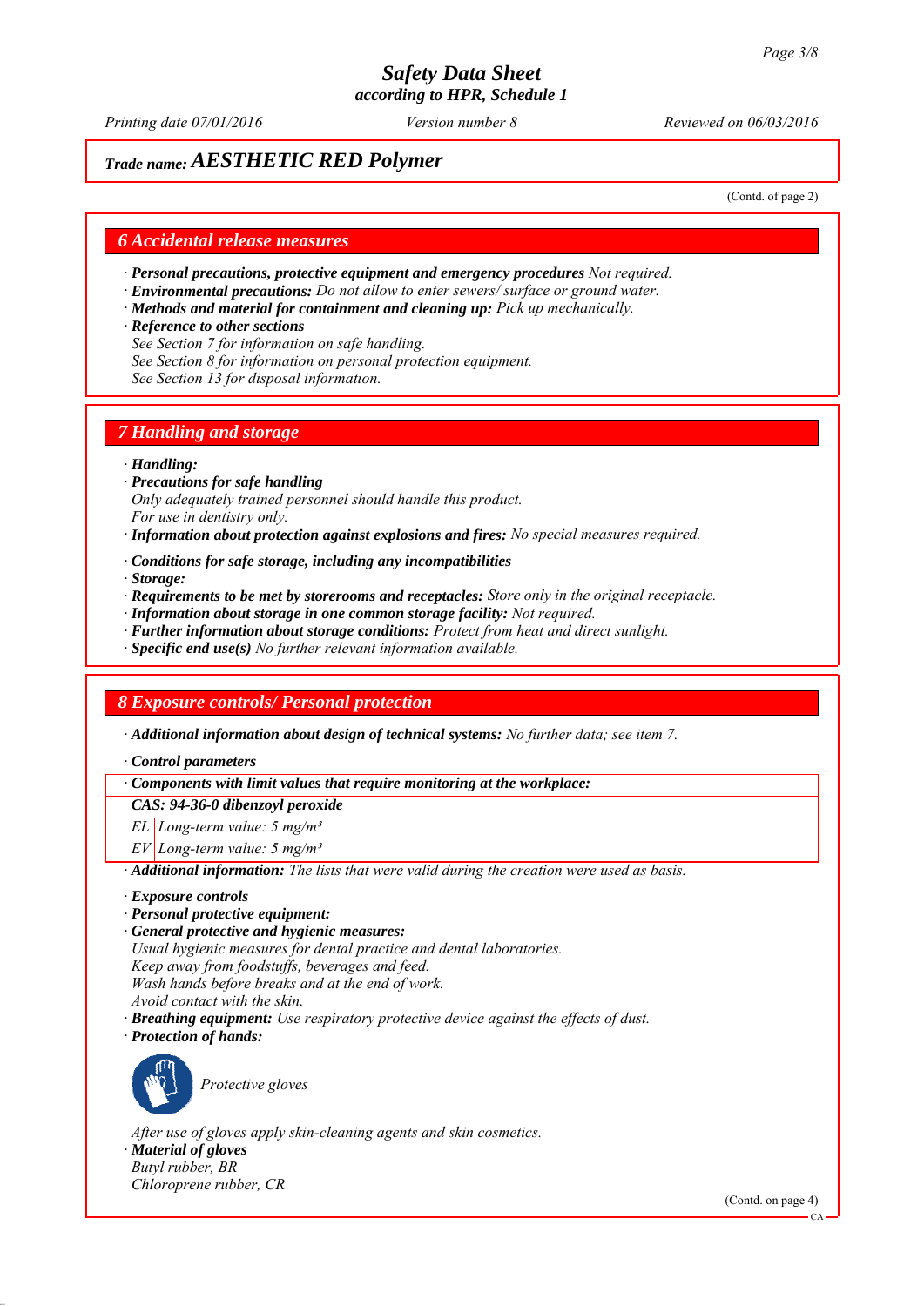*Trade name:* ***AESTHETIC RED Polymer***

(Contd. of page 2)

## 6 Accidental release measures

· ***Personal precautions, protective equipment and emergency procedures*** *Not required.*
· ***Environmental precautions:*** *Do not allow to enter sewers/ surface or ground water.*
· ***Methods and material for containment and cleaning up:*** *Pick up mechanically.*
· ***Reference to other sections***
*See Section 7 for information on safe handling.*
*See Section 8 for information on personal protection equipment.*
*See Section 13 for disposal information.*

## 7 Handling and storage

· ***Handling:***
· ***Precautions for safe handling***
*Only adequately trained personnel should handle this product.*
*For use in dentistry only.*
· ***Information about protection against explosions and fires:*** *No special measures required.*

· ***Conditions for safe storage, including any incompatibilities***
· ***Storage:***
· ***Requirements to be met by storerooms and receptacles:*** *Store only in the original receptacle.*
· ***Information about storage in one common storage facility:*** *Not required.*
· ***Further information about storage conditions:*** *Protect from heat and direct sunlight.*
· ***Specific end use(s)*** *No further relevant information available.*

## 8 Exposure controls/ Personal protection

· ***Additional information about design of technical systems:*** *No further data; see item 7.*

· ***Control parameters***

| · ***Components with limit values that require monitoring at the workplace:*** | |
|---|---|
| ***CAS: 94-36-0 dibenzoyl peroxide*** | |
| *EL* | *Long-term value: 5 mg/m³* |
| *EV* | *Long-term value: 5 mg/m³* |

· ***Additional information:*** *The lists that were valid during the creation were used as basis.*

· ***Exposure controls***
· ***Personal protective equipment:***
· ***General protective and hygienic measures:***
*Usual hygienic measures for dental practice and dental laboratories.*
*Keep away from foodstuffs, beverages and feed.*
*Wash hands before breaks and at the end of work.*
*Avoid contact with the skin.*
· ***Breathing equipment:*** *Use respiratory protective device against the effects of dust.*
· ***Protection of hands:***

*Protective gloves*

*After use of gloves apply skin-cleaning agents and skin cosmetics.*
· ***Material of gloves***
*Butyl rubber, BR*
*Chloroprene rubber, CR*

(Contd. on page 4)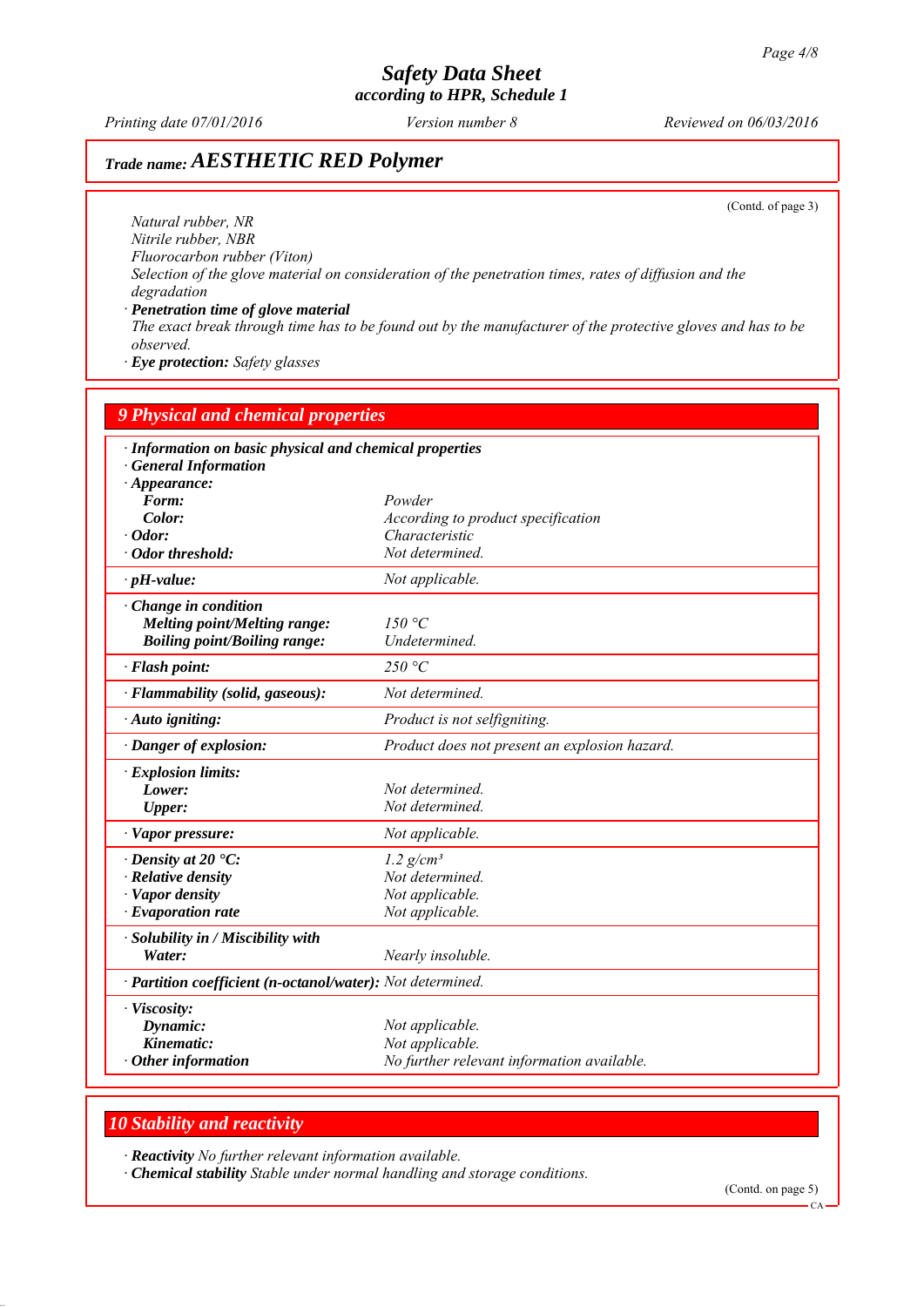# Safety Data Sheet
## according to HPR, Schedule 1

Printing date 07/01/2016 | Version number 8 | Reviewed on 06/03/2016

## Trade name: AESTHETIC RED Polymer

(Contd. of page 3)

Natural rubber, NR
Nitrile rubber, NBR
Fluorocarbon rubber (Viton)
Selection of the glove material on consideration of the penetration times, rates of diffusion and the degradation

· **Penetration time of glove material**
The exact break through time has to be found out by the manufacturer of the protective gloves and has to be observed.

· **Eye protection:** Safety glasses

## 9 Physical and chemical properties

| | |
|---|---|
| · **Information on basic physical and chemical properties** | |
| · **General Information** | |
| · **Appearance:** | |
| **Form:** | Powder |
| **Color:** | According to product specification |
| · **Odor:** | Characteristic |
| · **Odor threshold:** | Not determined. |
| · **pH-value:** | Not applicable. |
| · **Change in condition** | |
| **Melting point/Melting range:** | 150 °C |
| **Boiling point/Boiling range:** | Undetermined. |
| · **Flash point:** | 250 °C |
| · **Flammability (solid, gaseous):** | Not determined. |
| · **Auto igniting:** | Product is not selfigniting. |
| · **Danger of explosion:** | Product does not present an explosion hazard. |
| · **Explosion limits:** | |
| **Lower:** | Not determined. |
| **Upper:** | Not determined. |
| · **Vapor pressure:** | Not applicable. |
| · **Density at 20 °C:** | 1.2 g/cm³ |
| · **Relative density** | Not determined. |
| · **Vapor density** | Not applicable. |
| · **Evaporation rate** | Not applicable. |
| · **Solubility in / Miscibility with** | |
| **Water:** | Nearly insoluble. |
| · **Partition coefficient (n-octanol/water):** | Not determined. |
| · **Viscosity:** | |
| **Dynamic:** | Not applicable. |
| **Kinematic:** | Not applicable. |
| · **Other information** | No further relevant information available. |

## 10 Stability and reactivity

· **Reactivity** No further relevant information available.
· **Chemical stability** Stable under normal handling and storage conditions.

(Contd. on page 5)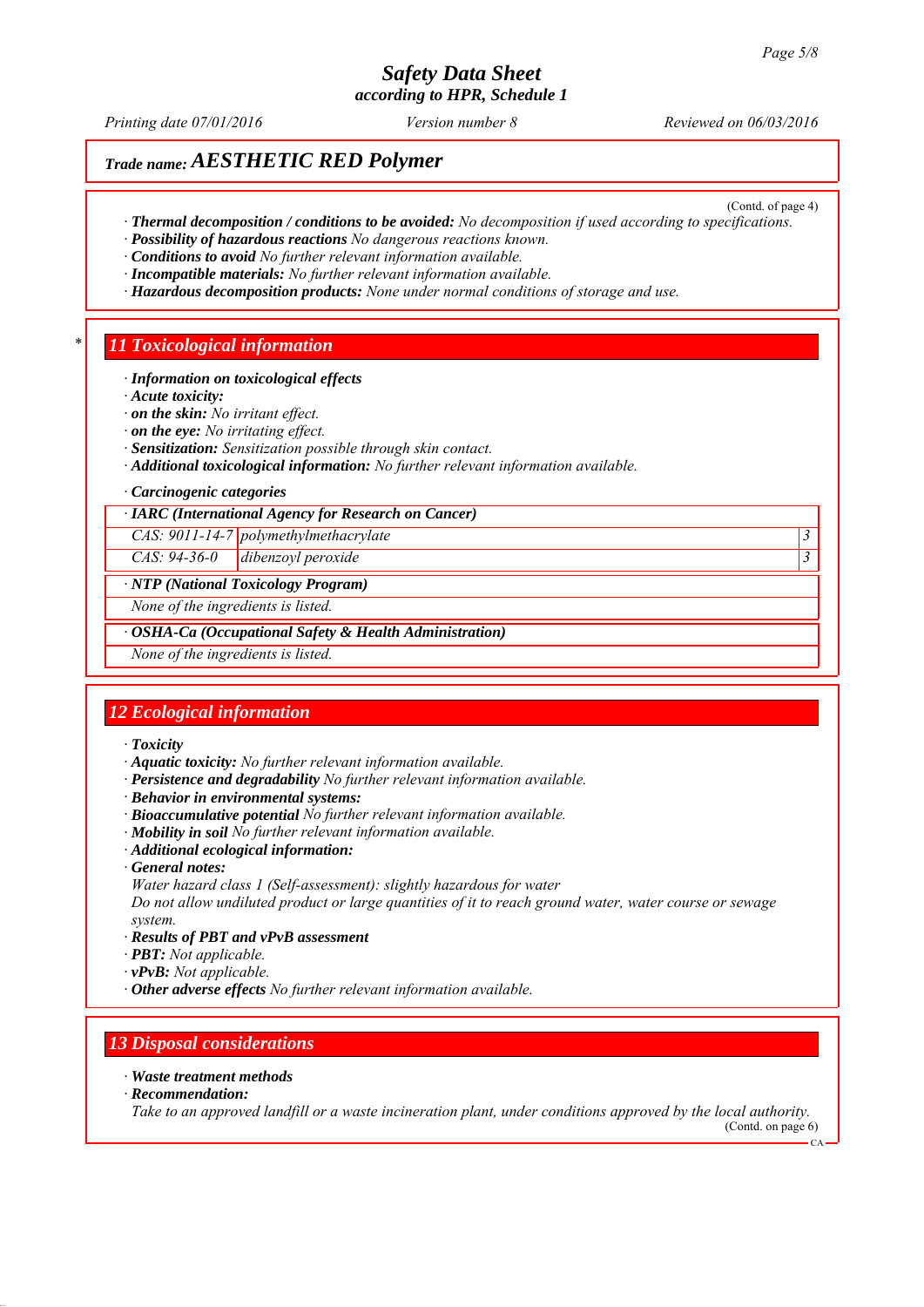# Safety Data Sheet
according to HPR, Schedule 1

Printing date 07/01/2016 | Version number 8 | Reviewed on 06/03/2016

**Trade name: AESTHETIC RED Polymer**

(Contd. of page 4)

· **Thermal decomposition / conditions to be avoided:** No decomposition if used according to specifications.
· **Possibility of hazardous reactions** No dangerous reactions known.
· **Conditions to avoid** No further relevant information available.
· **Incompatible materials:** No further relevant information available.
· **Hazardous decomposition products:** None under normal conditions of storage and use.

## * 11 Toxicological information

· **Information on toxicological effects**
· **Acute toxicity:**
· **on the skin:** No irritant effect.
· **on the eye:** No irritating effect.
· **Sensitization:** Sensitization possible through skin contact.
· **Additional toxicological information:** No further relevant information available.

· **Carcinogenic categories**

| · IARC (International Agency for Research on Cancer) | | |
|---|---|---|
| CAS: 9011-14-7 | polymethylmethacrylate | 3 |
| CAS: 94-36-0 | dibenzoyl peroxide | 3 |

| · NTP (National Toxicology Program) |
|---|
| None of the ingredients is listed. |

| · OSHA-Ca (Occupational Safety & Health Administration) |
|---|
| None of the ingredients is listed. |

## 12 Ecological information

· **Toxicity**
· **Aquatic toxicity:** No further relevant information available.
· **Persistence and degradability** No further relevant information available.
· **Behavior in environmental systems:**
· **Bioaccumulative potential** No further relevant information available.
· **Mobility in soil** No further relevant information available.
· **Additional ecological information:**
· **General notes:**
Water hazard class 1 (Self-assessment): slightly hazardous for water
Do not allow undiluted product or large quantities of it to reach ground water, water course or sewage system.
· **Results of PBT and vPvB assessment**
· **PBT:** Not applicable.
· **vPvB:** Not applicable.
· **Other adverse effects** No further relevant information available.

## 13 Disposal considerations

· **Waste treatment methods**
· **Recommendation:**
Take to an approved landfill or a waste incineration plant, under conditions approved by the local authority.

(Contd. on page 6)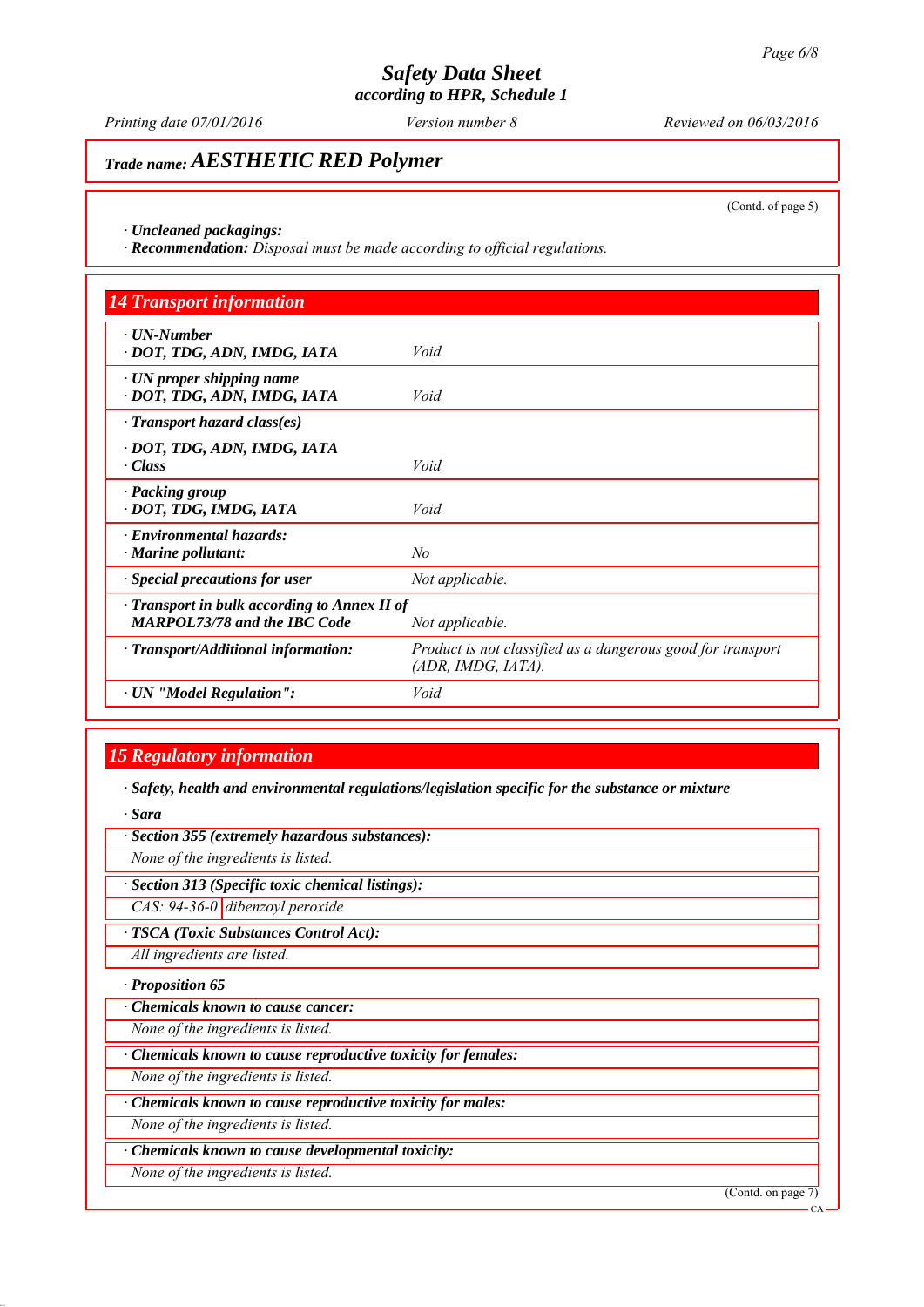# Safety Data Sheet
## according to HPR, Schedule 1

*Printing date 07/01/2016* *Version number 8* *Reviewed on 06/03/2016*

**Trade name: *AESTHETIC RED Polymer***

(Contd. of page 5)

· ***Uncleaned packagings:***
· ***Recommendation:*** *Disposal must be made according to official regulations.*

## 14 Transport information

| | |
|---|---|
| · ***UN-Number***<br>· ***DOT, TDG, ADN, IMDG, IATA*** | *Void* |
| · ***UN proper shipping name***<br>· ***DOT, TDG, ADN, IMDG, IATA*** | *Void* |
| · ***Transport hazard class(es)*** | |
| · ***DOT, TDG, ADN, IMDG, IATA***<br>· ***Class*** | *Void* |
| · ***Packing group***<br>· ***DOT, TDG, IMDG, IATA*** | *Void* |
| · ***Environmental hazards:***<br>· ***Marine pollutant:*** | *No* |
| · ***Special precautions for user*** | *Not applicable.* |
| · ***Transport in bulk according to Annex II of MARPOL73/78 and the IBC Code*** | *Not applicable.* |
| · ***Transport/Additional information:*** | *Product is not classified as a dangerous good for transport (ADR, IMDG, IATA).* |
| · ***UN "Model Regulation":*** | *Void* |

## 15 Regulatory information

· ***Safety, health and environmental regulations/legislation specific for the substance or mixture***

· ***Sara***

· ***Section 355 (extremely hazardous substances):***
*None of the ingredients is listed.*

· ***Section 313 (Specific toxic chemical listings):***

| | |
|---|---|
| *CAS: 94-36-0* | *dibenzoyl peroxide* |

· ***TSCA (Toxic Substances Control Act):***
*All ingredients are listed.*

· ***Proposition 65***

· ***Chemicals known to cause cancer:***
*None of the ingredients is listed.*

· ***Chemicals known to cause reproductive toxicity for females:***
*None of the ingredients is listed.*

· ***Chemicals known to cause reproductive toxicity for males:***
*None of the ingredients is listed.*

· ***Chemicals known to cause developmental toxicity:***
*None of the ingredients is listed.*

(Contd. on page 7)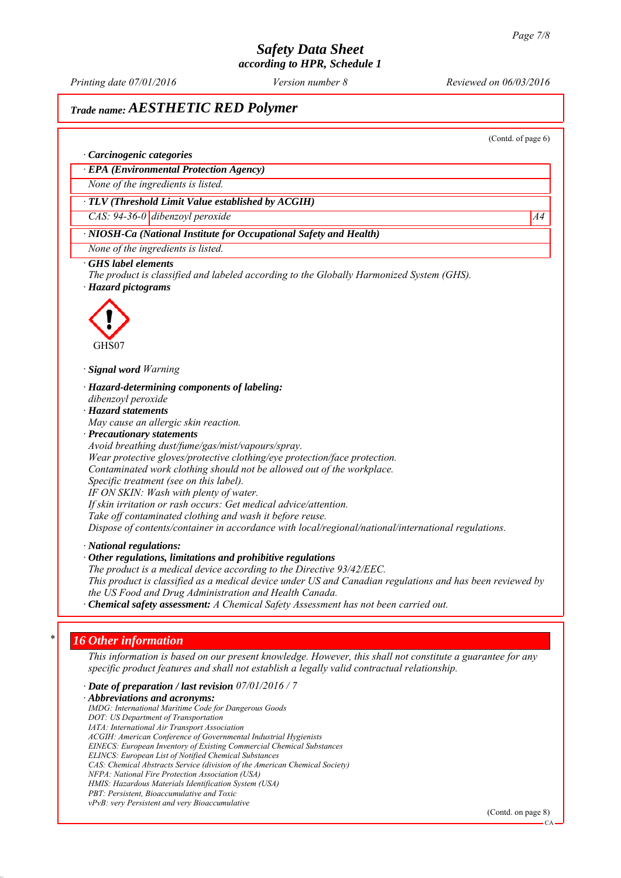## Trade name: AESTHETIC RED Polymer

(Contd. of page 6)

· **Carcinogenic categories**

· **EPA (Environmental Protection Agency)**

None of the ingredients is listed.

· **TLV (Threshold Limit Value established by ACGIH)**

| CAS: 94-36-0 | dibenzoyl peroxide | A4 |
|---|---|---|

· **NIOSH-Ca (National Institute for Occupational Safety and Health)**

None of the ingredients is listed.

· **GHS label elements**
The product is classified and labeled according to the Globally Harmonized System (GHS).

· **Hazard pictograms**

GHS07

· **Signal word** Warning

· **Hazard-determining components of labeling:**
dibenzoyl peroxide

· **Hazard statements**
May cause an allergic skin reaction.

· **Precautionary statements**
Avoid breathing dust/fume/gas/mist/vapours/spray.
Wear protective gloves/protective clothing/eye protection/face protection.
Contaminated work clothing should not be allowed out of the workplace.
Specific treatment (see on this label).
IF ON SKIN: Wash with plenty of water.
If skin irritation or rash occurs: Get medical advice/attention.
Take off contaminated clothing and wash it before reuse.
Dispose of contents/container in accordance with local/regional/national/international regulations.

· **National regulations:**

· **Other regulations, limitations and prohibitive regulations**
The product is a medical device according to the Directive 93/42/EEC.
This product is classified as a medical device under US and Canadian regulations and has been reviewed by the US Food and Drug Administration and Health Canada.

· **Chemical safety assessment:** A Chemical Safety Assessment has not been carried out.

## * 16 Other information

This information is based on our present knowledge. However, this shall not constitute a guarantee for any specific product features and shall not establish a legally valid contractual relationship.

· **Date of preparation / last revision** 07/01/2016 / 7

· **Abbreviations and acronyms:**
IMDG: International Maritime Code for Dangerous Goods
DOT: US Department of Transportation
IATA: International Air Transport Association
ACGIH: American Conference of Governmental Industrial Hygienists
EINECS: European Inventory of Existing Commercial Chemical Substances
ELINCS: European List of Notified Chemical Substances
CAS: Chemical Abstracts Service (division of the American Chemical Society)
NFPA: National Fire Protection Association (USA)
HMIS: Hazardous Materials Identification System (USA)
PBT: Persistent, Bioaccumulative and Toxic
vPvB: very Persistent and very Bioaccumulative

(Contd. on page 8)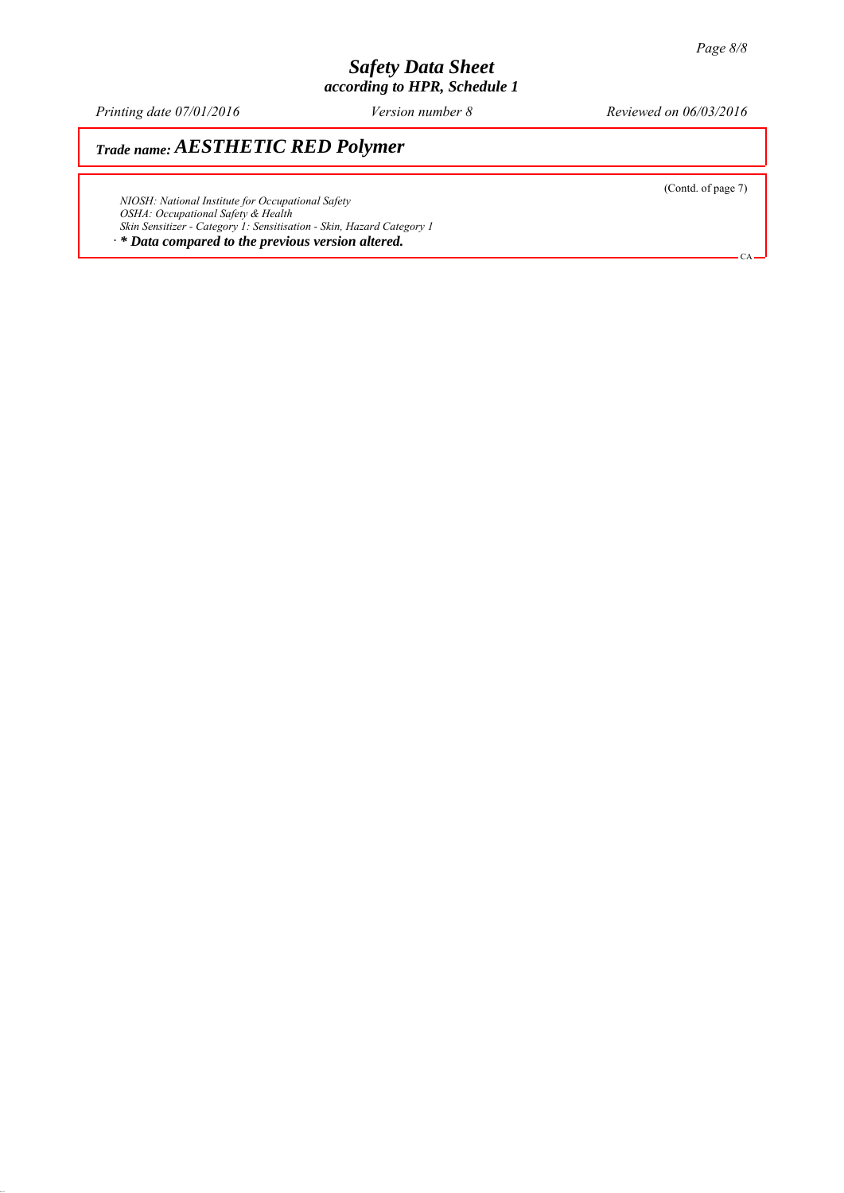## Trade name: *AESTHETIC RED Polymer*

(Contd. of page 7)

*NIOSH: National Institute for Occupational Safety*
*OSHA: Occupational Safety & Health*
*Skin Sensitizer - Category 1: Sensitisation - Skin, Hazard Category 1*

· ***\* Data compared to the previous version altered.***

CA